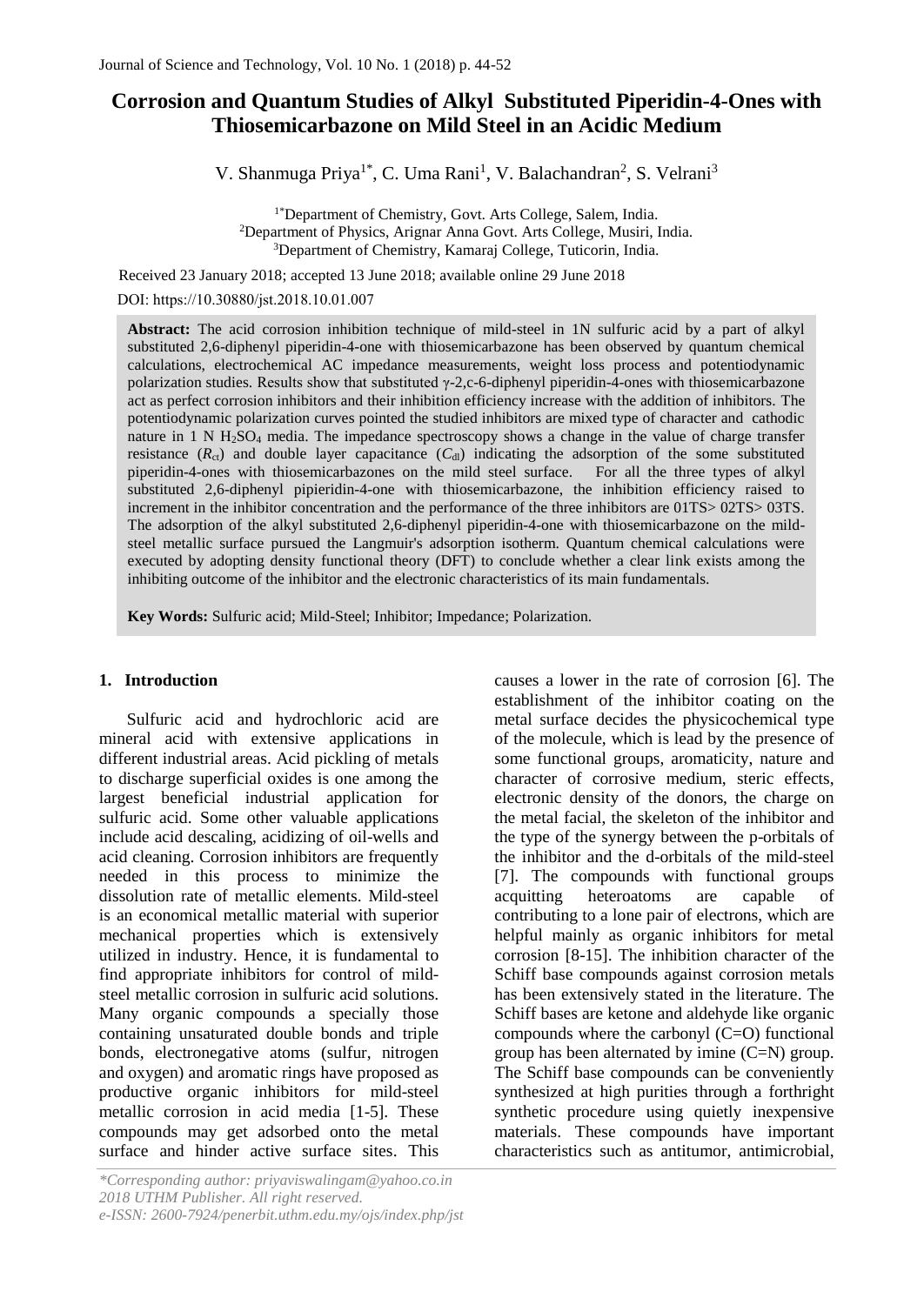# Corrosion and Quantum Studies of Alkyl Substituted Piperidin-4-Ones with Thiosemicarbazone on Mild Steel in an Acidic Medium

V. Shanmuga Priya[1*], C. Uma Rani[1], V. Balachandran[2], S. Velrani[3]

[1*]Department of Chemistry, Govt. Arts College, Salem, India.
[2]Department of Physics, Arignar Anna Govt. Arts College, Musiri, India.
[3]Department of Chemistry, Kamaraj College, Tuticorin, India.

Received 23 January 2018; accepted 13 June 2018; available online 29 June 2018

DOI: https://10.30880/jst.2018.10.01.007

**Abstract:** The acid corrosion inhibition technique of mild-steel in 1N sulfuric acid by a part of alkyl substituted 2,6-diphenyl piperidin-4-one with thiosemicarbazone has been observed by quantum chemical calculations, electrochemical AC impedance measurements, weight loss process and potentiodynamic polarization studies. Results show that substituted γ-2,c-6-diphenyl piperidin-4-ones with thiosemicarbazone act as perfect corrosion inhibitors and their inhibition efficiency increase with the addition of inhibitors. The potentiodynamic polarization curves pointed the studied inhibitors are mixed type of character and cathodic nature in 1 N $H_2SO_4$ media. The impedance spectroscopy shows a change in the value of charge transfer resistance ($R_{ct}$) and double layer capacitance ($C_{dl}$) indicating the adsorption of the some substituted piperidin-4-ones with thiosemicarbazones on the mild steel surface. For all the three types of alkyl substituted 2,6-diphenyl pipieridin-4-one with thiosemicarbazone, the inhibition efficiency raised to increment in the inhibitor concentration and the performance of the three inhibitors are 01TS> 02TS> 03TS. The adsorption of the alkyl substituted 2,6-diphenyl piperidin-4-one with thiosemicarbazone on the mild-steel metallic surface pursued the Langmuir's adsorption isotherm. Quantum chemical calculations were executed by adopting density functional theory (DFT) to conclude whether a clear link exists among the inhibiting outcome of the inhibitor and the electronic characteristics of its main fundamentals.

**Key Words:** Sulfuric acid; Mild-Steel; Inhibitor; Impedance; Polarization.

## 1. Introduction

Sulfuric acid and hydrochloric acid are mineral acid with extensive applications in different industrial areas. Acid pickling of metals to discharge superficial oxides is one among the largest beneficial industrial application for sulfuric acid. Some other valuable applications include acid descaling, acidizing of oil-wells and acid cleaning. Corrosion inhibitors are frequently needed in this process to minimize the dissolution rate of metallic elements. Mild-steel is an economical metallic material with superior mechanical properties which is extensively utilized in industry. Hence, it is fundamental to find appropriate inhibitors for control of mild-steel metallic corrosion in sulfuric acid solutions. Many organic compounds a specially those containing unsaturated double bonds and triple bonds, electronegative atoms (sulfur, nitrogen and oxygen) and aromatic rings have proposed as productive organic inhibitors for mild-steel metallic corrosion in acid media [1-5]. These compounds may get adsorbed onto the metal surface and hinder active surface sites. This causes a lower in the rate of corrosion [6]. The establishment of the inhibitor coating on the metal surface decides the physicochemical type of the molecule, which is lead by the presence of some functional groups, aromaticity, nature and character of corrosive medium, steric effects, electronic density of the donors, the charge on the metal facial, the skeleton of the inhibitor and the type of the synergy between the p-orbitals of the inhibitor and the d-orbitals of the mild-steel [7]. The compounds with functional groups acquitting heteroatoms are capable of contributing to a lone pair of electrons, which are helpful mainly as organic inhibitors for metal corrosion [8-15]. The inhibition character of the Schiff base compounds against corrosion metals has been extensively stated in the literature. The Schiff bases are ketone and aldehyde like organic compounds where the carbonyl (C=O) functional group has been alternated by imine (C=N) group. The Schiff base compounds can be conveniently synthesized at high purities through a forthright synthetic procedure using quietly inexpensive materials. These compounds have important characteristics such as antitumor, antimicrobial,

*\*Corresponding author: priyaviswalingam@yahoo.co.in*
*2018 UTHM Publisher. All right reserved.*
*e-ISSN: 2600-7924/penerbit.uthm.edu.my/ojs/index.php/jst*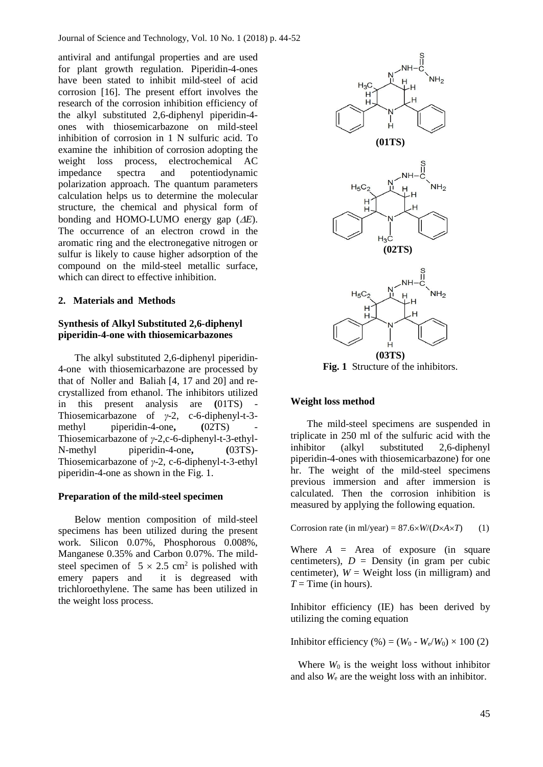antiviral and antifungal properties and are used for plant growth regulation. Piperidin-4-ones have been stated to inhibit mild-steel of acid corrosion [16]. The present effort involves the research of the corrosion inhibition efficiency of the alkyl substituted 2,6-diphenyl piperidin-4-ones with thiosemicarbazone on mild-steel inhibition of corrosion in 1 N sulfuric acid. To examine the inhibition of corrosion adopting the weight loss process, electrochemical AC impedance spectra and potentiodynamic polarization approach. The quantum parameters calculation helps us to determine the molecular structure, the chemical and physical form of bonding and HOMO-LUMO energy gap ($\Delta E$). The occurrence of an electron crowd in the aromatic ring and the electronegative nitrogen or sulfur is likely to cause higher adsorption of the compound on the mild-steel metallic surface, which can direct to effective inhibition.

## 2. Materials and Methods

### Synthesis of Alkyl Substituted 2,6-diphenyl piperidin-4-one with thiosemicarbazones

The alkyl substituted 2,6-diphenyl piperidin-4-one with thiosemicarbazone are processed by that of Noller and Baliah [4, 17 and 20] and re-crystallized from ethanol. The inhibitors utilized in this present analysis are **(**01TS) - Thiosemicarbazone of *γ*-2, c-6-diphenyl-t-3-methyl piperidin-4-one**,** **(**02TS) - Thiosemicarbazone of *γ*-2,c-6-diphenyl-t-3-ethyl-N-methyl piperidin-4-one**,** **(**03TS)- Thiosemicarbazone of *γ*-2, c-6-diphenyl-t-3-ethyl piperidin-4-one as shown in the Fig. 1.

**(01TS)**

**(02TS)**

**(03TS)**

**Fig. 1** Structure of the inhibitors.

### Preparation of the mild-steel specimen

Below mention composition of mild-steel specimens has been utilized during the present work. Silicon 0.07%, Phosphorous 0.008%, Manganese 0.35% and Carbon 0.07%. The mild-steel specimen of $5 \times 2.5$ cm$^2$ is polished with emery papers and it is degreased with trichloroethylene. The same has been utilized in the weight loss process.

### Weight loss method

The mild-steel specimens are suspended in triplicate in 250 ml of the sulfuric acid with the inhibitor (alkyl substituted 2,6-diphenyl piperidin-4-ones with thiosemicarbazone) for one hr. The weight of the mild-steel specimens previous immersion and after immersion is calculated. Then the corrosion inhibition is measured by applying the following equation.

$$\text{Corrosion rate (in ml/year)} = 87.6 \times W/(D \times A \times T) \quad (1)$$

Where $A$ = Area of exposure (in square centimeters), $D$ = Density (in gram per cubic centimeter), $W$ = Weight loss (in milligram) and $T$ = Time (in hours).

Inhibitor efficiency (IE) has been derived by utilizing the coming equation

$$\text{Inhibitor efficiency (\%)} = (W_0 - W_e/W_0) \times 100 \quad (2)$$

Where $W_0$ is the weight loss without inhibitor and also $W_e$ are the weight loss with an inhibitor.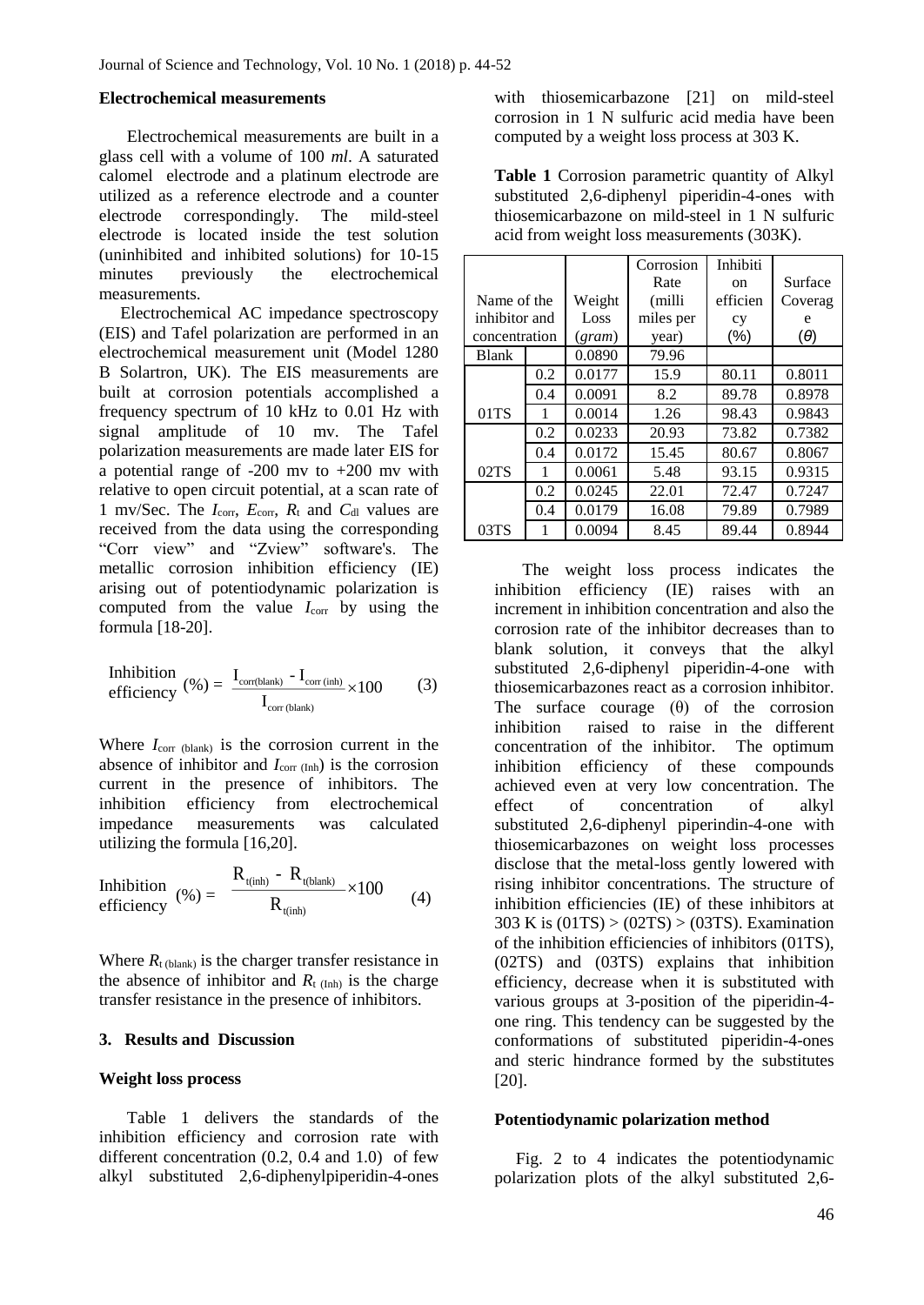### Electrochemical measurements

Electrochemical measurements are built in a glass cell with a volume of 100 *ml*. A saturated calomel electrode and a platinum electrode are utilized as a reference electrode and a counter electrode correspondingly. The mild-steel electrode is located inside the test solution (uninhibited and inhibited solutions) for 10-15 minutes previously the electrochemical measurements.

Electrochemical AC impedance spectroscopy (EIS) and Tafel polarization are performed in an electrochemical measurement unit (Model 1280 B Solartron, UK). The EIS measurements are built at corrosion potentials accomplished a frequency spectrum of 10 kHz to 0.01 Hz with signal amplitude of 10 mv. The Tafel polarization measurements are made later EIS for a potential range of -200 mv to +200 mv with relative to open circuit potential, at a scan rate of 1 mv/Sec. The $I_{corr}$, $E_{corr}$, $R_t$ and $C_{dl}$ values are received from the data using the corresponding "Corr view" and "Zview" software's. The metallic corrosion inhibition efficiency (IE) arising out of potentiodynamic polarization is computed from the value $I_{corr}$ by using the formula [18-20].

$$\text{Inhibition efficiency } (\%) = \frac{I_{corr(blank)} - I_{corr\,(inh)}}{I_{corr\,(blank)}} \times 100 \qquad (3)$$

Where $I_{corr\,(blank)}$ is the corrosion current in the absence of inhibitor and $I_{corr\,(Inh)}$ is the corrosion current in the presence of inhibitors. The inhibition efficiency from electrochemical impedance measurements was calculated utilizing the formula [16,20].

$$\text{Inhibition efficiency } (\%) = \frac{R_{t(inh)} - R_{t(blank)}}{R_{t(inh)}} \times 100 \qquad (4)$$

Where $R_{t\,(blank)}$ is the charger transfer resistance in the absence of inhibitor and $R_{t\,(Inh)}$ is the charge transfer resistance in the presence of inhibitors.

## 3. Results and Discussion

### Weight loss process

Table 1 delivers the standards of the inhibition efficiency and corrosion rate with different concentration (0.2, 0.4 and 1.0) of few alkyl substituted 2,6-diphenylpiperidin-4-ones with thiosemicarbazone [21] on mild-steel corrosion in 1 N sulfuric acid media have been computed by a weight loss process at 303 K.

**Table 1** Corrosion parametric quantity of Alkyl substituted 2,6-diphenyl piperidin-4-ones with thiosemicarbazone on mild-steel in 1 N sulfuric acid from weight loss measurements (303K).

| Name of the inhibitor and concentration | | Weight Loss (*gram*) | Corrosion Rate (milli miles per year) | Inhibition efficiency (%) | Surface Coverage (*θ*) |
|---|---|---|---|---|---|
| Blank | | 0.0890 | 79.96 | | |
| 01TS | 0.2 | 0.0177 | 15.9 | 80.11 | 0.8011 |
| | 0.4 | 0.0091 | 8.2 | 89.78 | 0.8978 |
| | 1 | 0.0014 | 1.26 | 98.43 | 0.9843 |
| 02TS | 0.2 | 0.0233 | 20.93 | 73.82 | 0.7382 |
| | 0.4 | 0.0172 | 15.45 | 80.67 | 0.8067 |
| | 1 | 0.0061 | 5.48 | 93.15 | 0.9315 |
| 03TS | 0.2 | 0.0245 | 22.01 | 72.47 | 0.7247 |
| | 0.4 | 0.0179 | 16.08 | 79.89 | 0.7989 |
| | 1 | 0.0094 | 8.45 | 89.44 | 0.8944 |

The weight loss process indicates the inhibition efficiency (IE) raises with an increment in inhibition concentration and also the corrosion rate of the inhibitor decreases than to blank solution, it conveys that the alkyl substituted 2,6-diphenyl piperidin-4-one with thiosemicarbazones react as a corrosion inhibitor. The surface courage (θ) of the corrosion inhibition raised to raise in the different concentration of the inhibitor. The optimum inhibition efficiency of these compounds achieved even at very low concentration. The effect of concentration of alkyl substituted 2,6-diphenyl piperindin-4-one with thiosemicarbazones on weight loss processes disclose that the metal-loss gently lowered with rising inhibitor concentrations. The structure of inhibition efficiencies (IE) of these inhibitors at 303 K is (01TS) > (02TS) > (03TS). Examination of the inhibition efficiencies of inhibitors (01TS), (02TS) and (03TS) explains that inhibition efficiency, decrease when it is substituted with various groups at 3-position of the piperidin-4-one ring. This tendency can be suggested by the conformations of substituted piperidin-4-ones and steric hindrance formed by the substitutes [20].

### Potentiodynamic polarization method

Fig. 2 to 4 indicates the potentiodynamic polarization plots of the alkyl substituted 2,6-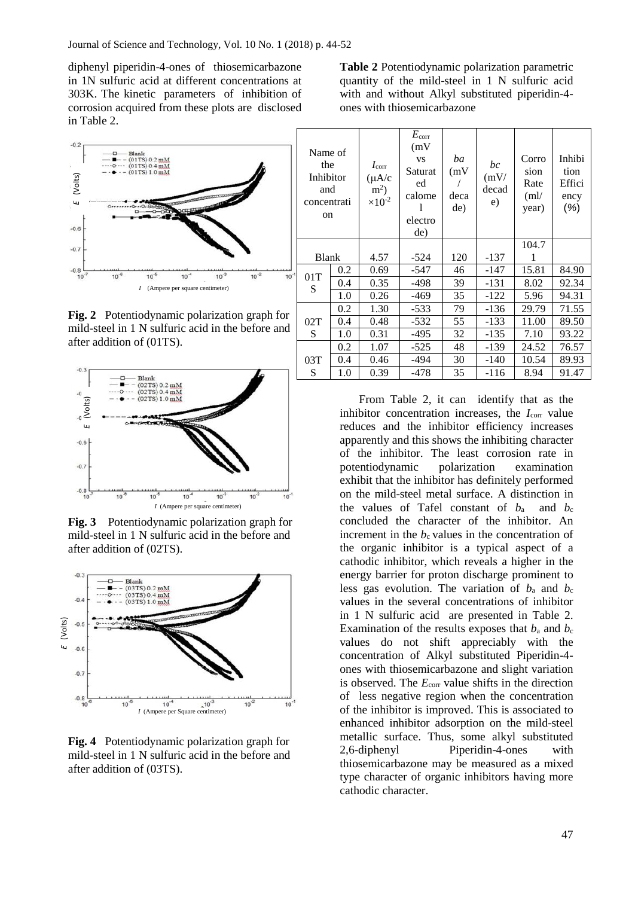diphenyl piperidin-4-ones of thiosemicarbazone in 1N sulfuric acid at different concentrations at 303K. The kinetic parameters of inhibition of corrosion acquired from these plots are disclosed in Table 2.

**Fig. 2** Potentiodynamic polarization graph for mild-steel in 1 N sulfuric acid in the before and after addition of (01TS).

**Fig. 3** Potentiodynamic polarization graph for mild-steel in 1 N sulfuric acid in the before and after addition of (02TS).

**Fig. 4** Potentiodynamic polarization graph for mild-steel in 1 N sulfuric acid in the before and after addition of (03TS).

**Table 2** Potentiodynamic polarization parametric quantity of the mild-steel in 1 N sulfuric acid with and without Alkyl substituted piperidin-4-ones with thiosemicarbazone

| Name of the Inhibitor and concentration | | $I_{corr}$ (μA/cm$^2$) ×10$^{-2}$ | $E_{corr}$ (mV vs Saturated calomel electrode) | ba (mV/decade) | bc (mV/decade) | Corrosion Rate (ml/year) | Inhibition Efficiency (%) |
|---|---|---|---|---|---|---|---|
| Blank | | 4.57 | -524 | 120 | -137 | 104.71 | |
| 01TS | 0.2 | 0.69 | -547 | 46 | -147 | 15.81 | 84.90 |
| | 0.4 | 0.35 | -498 | 39 | -131 | 8.02 | 92.34 |
| | 1.0 | 0.26 | -469 | 35 | -122 | 5.96 | 94.31 |
| 02TS | 0.2 | 1.30 | -533 | 79 | -136 | 29.79 | 71.55 |
| | 0.4 | 0.48 | -532 | 55 | -133 | 11.00 | 89.50 |
| | 1.0 | 0.31 | -495 | 32 | -135 | 7.10 | 93.22 |
| 03TS | 0.2 | 1.07 | -525 | 48 | -139 | 24.52 | 76.57 |
| | 0.4 | 0.46 | -494 | 30 | -140 | 10.54 | 89.93 |
| | 1.0 | 0.39 | -478 | 35 | -116 | 8.94 | 91.47 |

From Table 2, it can identify that as the inhibitor concentration increases, the $I_{corr}$ value reduces and the inhibitor efficiency increases apparently and this shows the inhibiting character of the inhibitor. The least corrosion rate in potentiodynamic polarization examination exhibit that the inhibitor has definitely performed on the mild-steel metal surface. A distinction in the values of Tafel constant of $b_a$ and $b_c$ concluded the character of the inhibitor. An increment in the $b_c$ values in the concentration of the organic inhibitor is a typical aspect of a cathodic inhibitor, which reveals a higher in the energy barrier for proton discharge prominent to less gas evolution. The variation of $b_a$ and $b_c$ values in the several concentrations of inhibitor in 1 N sulfuric acid are presented in Table 2. Examination of the results exposes that $b_a$ and $b_c$ values do not shift appreciably with the concentration of Alkyl substituted Piperidin-4-ones with thiosemicarbazone and slight variation is observed. The $E_{corr}$ value shifts in the direction of less negative region when the concentration of the inhibitor is improved. This is associated to enhanced inhibitor adsorption on the mild-steel metallic surface. Thus, some alkyl substituted 2,6-diphenyl Piperidin-4-ones with thiosemicarbazone may be measured as a mixed type character of organic inhibitors having more cathodic character.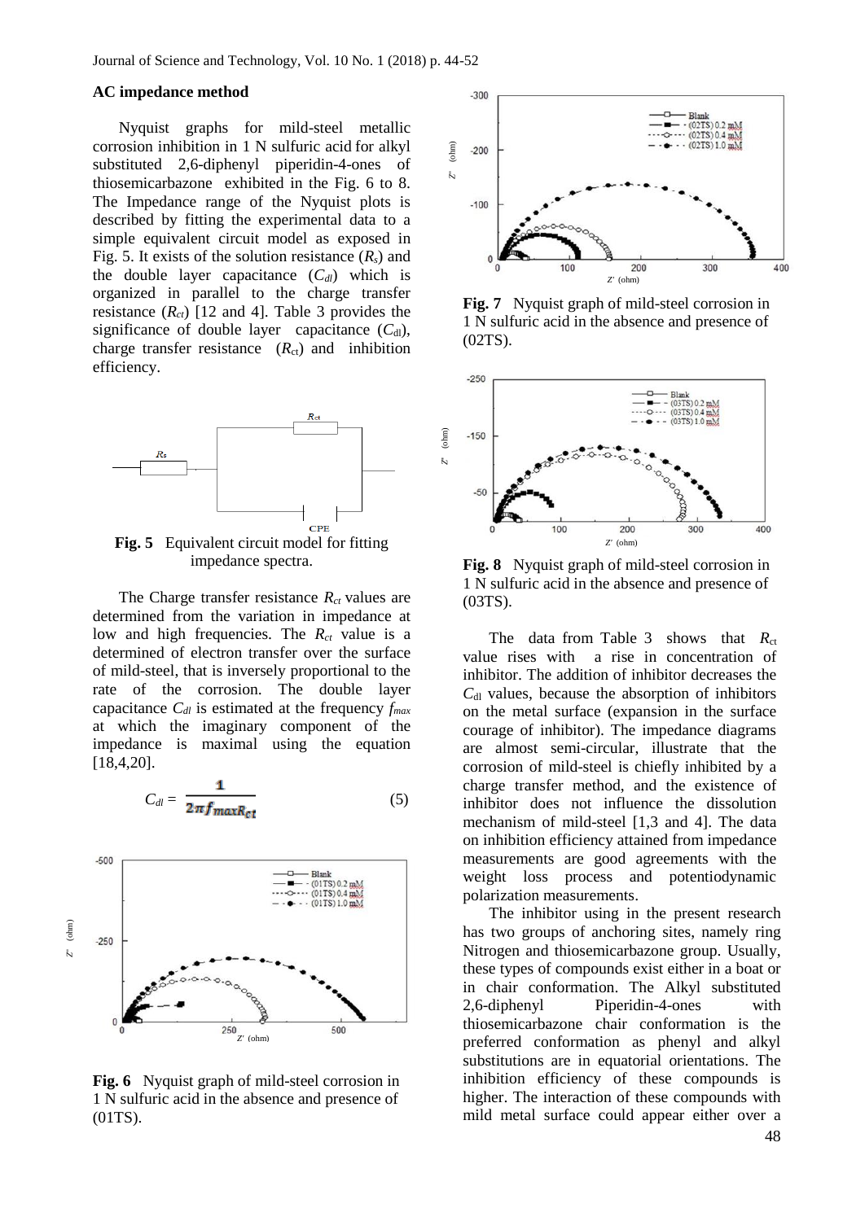### AC impedance method

Nyquist graphs for mild-steel metallic corrosion inhibition in 1 N sulfuric acid for alkyl substituted 2,6-diphenyl piperidin-4-ones of thiosemicarbazone exhibited in the Fig. 6 to 8. The Impedance range of the Nyquist plots is described by fitting the experimental data to a simple equivalent circuit model as exposed in Fig. 5. It exists of the solution resistance ($R_s$) and the double layer capacitance ($C_{dl}$) which is organized in parallel to the charge transfer resistance ($R_{ct}$) [12 and 4]. Table 3 provides the significance of double layer capacitance ($C_{dl}$), charge transfer resistance ($R_{ct}$) and inhibition efficiency.

**Fig. 5** Equivalent circuit model for fitting impedance spectra.

The Charge transfer resistance $R_{ct}$ values are determined from the variation in impedance at low and high frequencies. The $R_{ct}$ value is a determined of electron transfer over the surface of mild-steel, that is inversely proportional to the rate of the corrosion. The double layer capacitance $C_{dl}$ is estimated at the frequency $f_{max}$ at which the imaginary component of the impedance is maximal using the equation [18,4,20].

$$C_{dl} = \frac{1}{2\pi f_{max} R_{ct}} \qquad (5)$$

**Fig. 6** Nyquist graph of mild-steel corrosion in 1 N sulfuric acid in the absence and presence of (01TS).

**Fig. 7** Nyquist graph of mild-steel corrosion in 1 N sulfuric acid in the absence and presence of (02TS).

**Fig. 8** Nyquist graph of mild-steel corrosion in 1 N sulfuric acid in the absence and presence of (03TS).

The data from Table 3 shows that $R_{ct}$ value rises with a rise in concentration of inhibitor. The addition of inhibitor decreases the $C_{dl}$ values, because the absorption of inhibitors on the metal surface (expansion in the surface courage of inhibitor). The impedance diagrams are almost semi-circular, illustrate that the corrosion of mild-steel is chiefly inhibited by a charge transfer method, and the existence of inhibitor does not influence the dissolution mechanism of mild-steel [1,3 and 4]. The data on inhibition efficiency attained from impedance measurements are good agreements with the weight loss process and potentiodynamic polarization measurements.

The inhibitor using in the present research has two groups of anchoring sites, namely ring Nitrogen and thiosemicarbazone group. Usually, these types of compounds exist either in a boat or in chair conformation. The Alkyl substituted 2,6-diphenyl Piperidin-4-ones with thiosemicarbazone chair conformation is the preferred conformation as phenyl and alkyl substitutions are in equatorial orientations. The inhibition efficiency of these compounds is higher. The interaction of these compounds with mild metal surface could appear either over a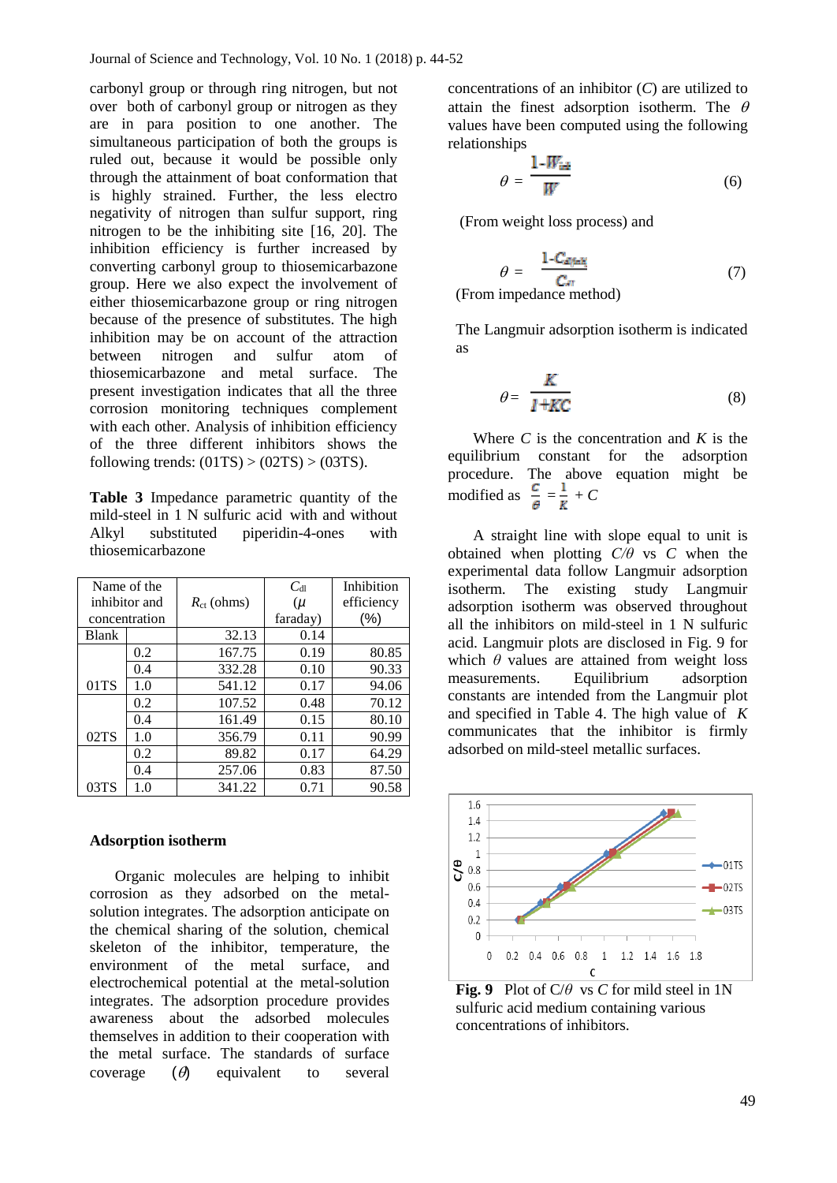carbonyl group or through ring nitrogen, but not over both of carbonyl group or nitrogen as they are in para position to one another. The simultaneous participation of both the groups is ruled out, because it would be possible only through the attainment of boat conformation that is highly strained. Further, the less electro negativity of nitrogen than sulfur support, ring nitrogen to be the inhibiting site [16, 20]. The inhibition efficiency is further increased by converting carbonyl group to thiosemicarbazone group. Here we also expect the involvement of either thiosemicarbazone group or ring nitrogen because of the presence of substitutes. The high inhibition may be on account of the attraction between nitrogen and sulfur atom of thiosemicarbazone and metal surface. The present investigation indicates that all the three corrosion monitoring techniques complement with each other. Analysis of inhibition efficiency of the three different inhibitors shows the following trends: (01TS) > (02TS) > (03TS).

**Table 3** Impedance parametric quantity of the mild-steel in 1 N sulfuric acid with and without Alkyl substituted piperidin-4-ones with thiosemicarbazone

| Name of the inhibitor and concentration | | $R_{ct}$ (ohms) | $C_{dl}$ ($\mu$ faraday) | Inhibition efficiency (%) |
|---|---|---|---|---|
| Blank | | 32.13 | 0.14 | |
| | 0.2 | 167.75 | 0.19 | 80.85 |
| | 0.4 | 332.28 | 0.10 | 90.33 |
| 01TS | 1.0 | 541.12 | 0.17 | 94.06 |
| | 0.2 | 107.52 | 0.48 | 70.12 |
| | 0.4 | 161.49 | 0.15 | 80.10 |
| 02TS | 1.0 | 356.79 | 0.11 | 90.99 |
| | 0.2 | 89.82 | 0.17 | 64.29 |
| | 0.4 | 257.06 | 0.83 | 87.50 |
| 03TS | 1.0 | 341.22 | 0.71 | 90.58 |

**Adsorption isotherm**

Organic molecules are helping to inhibit corrosion as they adsorbed on the metal-solution integrates. The adsorption anticipate on the chemical sharing of the solution, chemical skeleton of the inhibitor, temperature, the environment of the metal surface, and electrochemical potential at the metal-solution integrates. The adsorption procedure provides awareness about the adsorbed molecules themselves in addition to their cooperation with the metal surface. The standards of surface coverage ($\theta$) equivalent to several concentrations of an inhibitor ($C$) are utilized to attain the finest adsorption isotherm. The $\theta$ values have been computed using the following relationships

$$\theta = \frac{1-W_{inh}}{W} \tag{6}$$

(From weight loss process) and

$$\theta = \frac{1-C_{dl(inh)}}{C_{dl}} \tag{7}$$

(From impedance method)

The Langmuir adsorption isotherm is indicated as

$$\theta = \frac{K}{1+KC} \tag{8}$$

Where $C$ is the concentration and $K$ is the equilibrium constant for the adsorption procedure. The above equation might be modified as $\frac{C}{\theta} = \frac{1}{K} + C$

A straight line with slope equal to unit is obtained when plotting $C/\theta$ vs $C$ when the experimental data follow Langmuir adsorption isotherm. The existing study Langmuir adsorption isotherm was observed throughout all the inhibitors on mild-steel in 1 N sulfuric acid. Langmuir plots are disclosed in Fig. 9 for which $\theta$ values are attained from weight loss measurements. Equilibrium adsorption constants are intended from the Langmuir plot and specified in Table 4. The high value of $K$ communicates that the inhibitor is firmly adsorbed on mild-steel metallic surfaces.

**Fig. 9** Plot of $C/\theta$ vs $C$ for mild steel in 1N sulfuric acid medium containing various concentrations of inhibitors.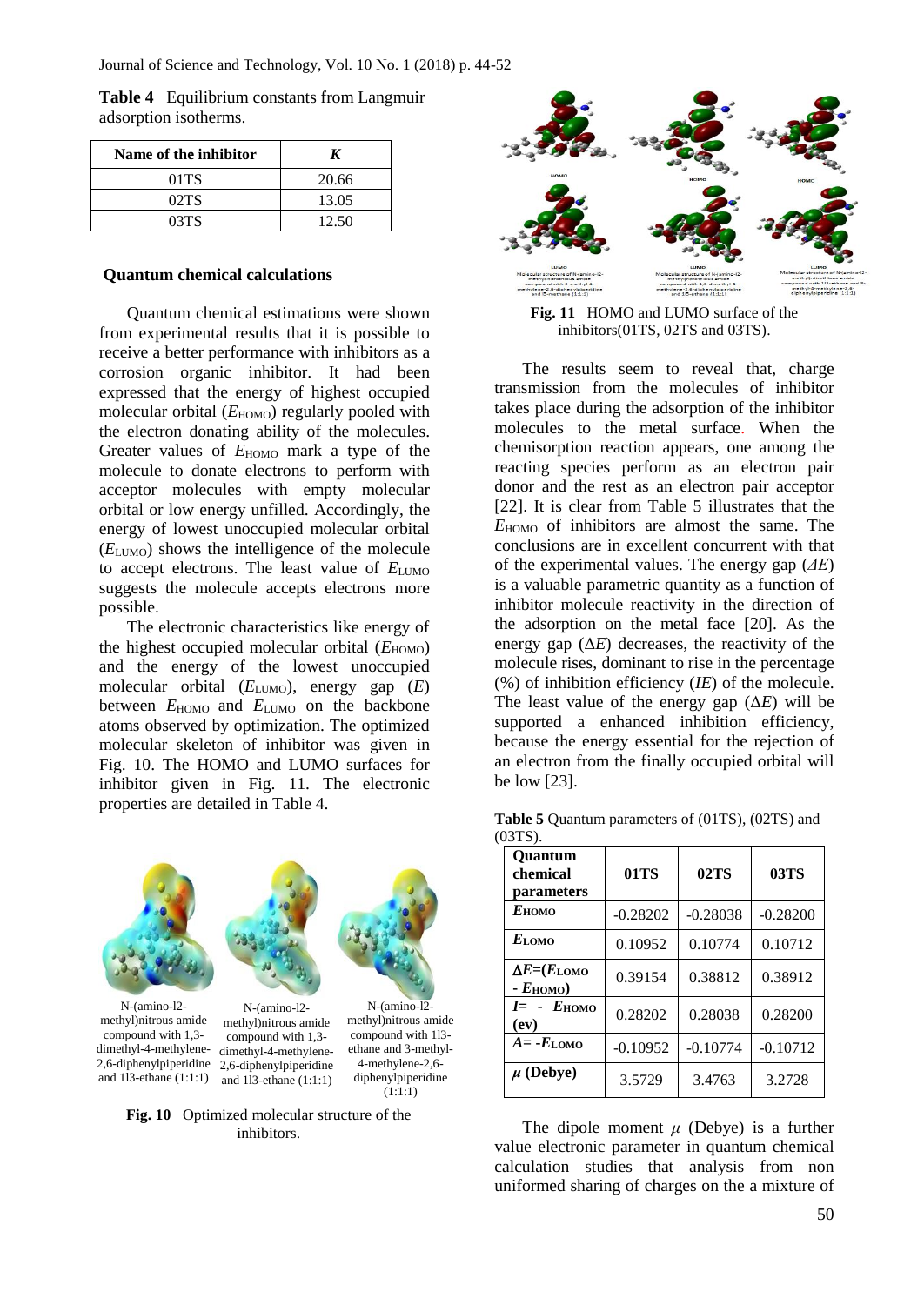**Table 4** Equilibrium constants from Langmuir adsorption isotherms.

| Name of the inhibitor | *K* |
|---|---|
| 01TS | 20.66 |
| 02TS | 13.05 |
| 03TS | 12.50 |

**Quantum chemical calculations**

Quantum chemical estimations were shown from experimental results that it is possible to receive a better performance with inhibitors as a corrosion organic inhibitor. It had been expressed that the energy of highest occupied molecular orbital ($E_{HOMO}$) regularly pooled with the electron donating ability of the molecules. Greater values of $E_{HOMO}$ mark a type of the molecule to donate electrons to perform with acceptor molecules with empty molecular orbital or low energy unfilled. Accordingly, the energy of lowest unoccupied molecular orbital ($E_{LUMO}$) shows the intelligence of the molecule to accept electrons. The least value of $E_{LUMO}$ suggests the molecule accepts electrons more possible.

The electronic characteristics like energy of the highest occupied molecular orbital ($E_{HOMO}$) and the energy of the lowest unoccupied molecular orbital ($E_{LUMO}$), energy gap ($E$) between $E_{HOMO}$ and $E_{LUMO}$ on the backbone atoms observed by optimization. The optimized molecular skeleton of inhibitor was given in Fig. 10. The HOMO and LUMO surfaces for inhibitor given in Fig. 11. The electronic properties are detailed in Table 4.

N-(amino-l2-methyl)nitrous amide compound with 1,3-dimethyl-4-methylene-2,6-diphenylpiperidine and 1l3-ethane (1:1:1)

N-(amino-l2-methyl)nitrous amide compound with 1,3-dimethyl-4-methylene-2,6-diphenylpiperidine and 1l3-ethane (1:1:1)

N-(amino-l2-methyl)nitrous amide compound with 1l3-ethane and 3-methyl-4-methylene-2,6-diphenylpiperidine (1:1:1)

**Fig. 10** Optimized molecular structure of the inhibitors.

**Fig. 11** HOMO and LUMO surface of the inhibitors(01TS, 02TS and 03TS).

The results seem to reveal that, charge transmission from the molecules of inhibitor takes place during the adsorption of the inhibitor molecules to the metal surface. When the chemisorption reaction appears, one among the reacting species perform as an electron pair donor and the rest as an electron pair acceptor [22]. It is clear from Table 5 illustrates that the $E_{HOMO}$ of inhibitors are almost the same. The conclusions are in excellent concurrent with that of the experimental values. The energy gap ($\Delta E$) is a valuable parametric quantity as a function of inhibitor molecule reactivity in the direction of the adsorption on the metal face [20]. As the energy gap ($\Delta E$) decreases, the reactivity of the molecule rises, dominant to rise in the percentage (%) of inhibition efficiency (*IE*) of the molecule. The least value of the energy gap ($\Delta E$) will be supported a enhanced inhibition efficiency, because the energy essential for the rejection of an electron from the finally occupied orbital will be low [23].

**Table 5** Quantum parameters of (01TS), (02TS) and (03TS).

| Quantum chemical parameters | 01TS | 02TS | 03TS |
|---|---|---|---|
| $E_{HOMO}$ | -0.28202 | -0.28038 | -0.28200 |
| $E_{LOMO}$ | 0.10952 | 0.10774 | 0.10712 |
| $\Delta E$=($E_{LOMO}$ - $E_{HOMO}$) | 0.39154 | 0.38812 | 0.38912 |
| $I$= - $E_{HOMO}$ (ev) | 0.28202 | 0.28038 | 0.28200 |
| $A$= -$E_{LOMO}$ | -0.10952 | -0.10774 | -0.10712 |
| $\mu$ (Debye) | 3.5729 | 3.4763 | 3.2728 |

The dipole moment $\mu$ (Debye) is a further value electronic parameter in quantum chemical calculation studies that analysis from non uniformed sharing of charges on the a mixture of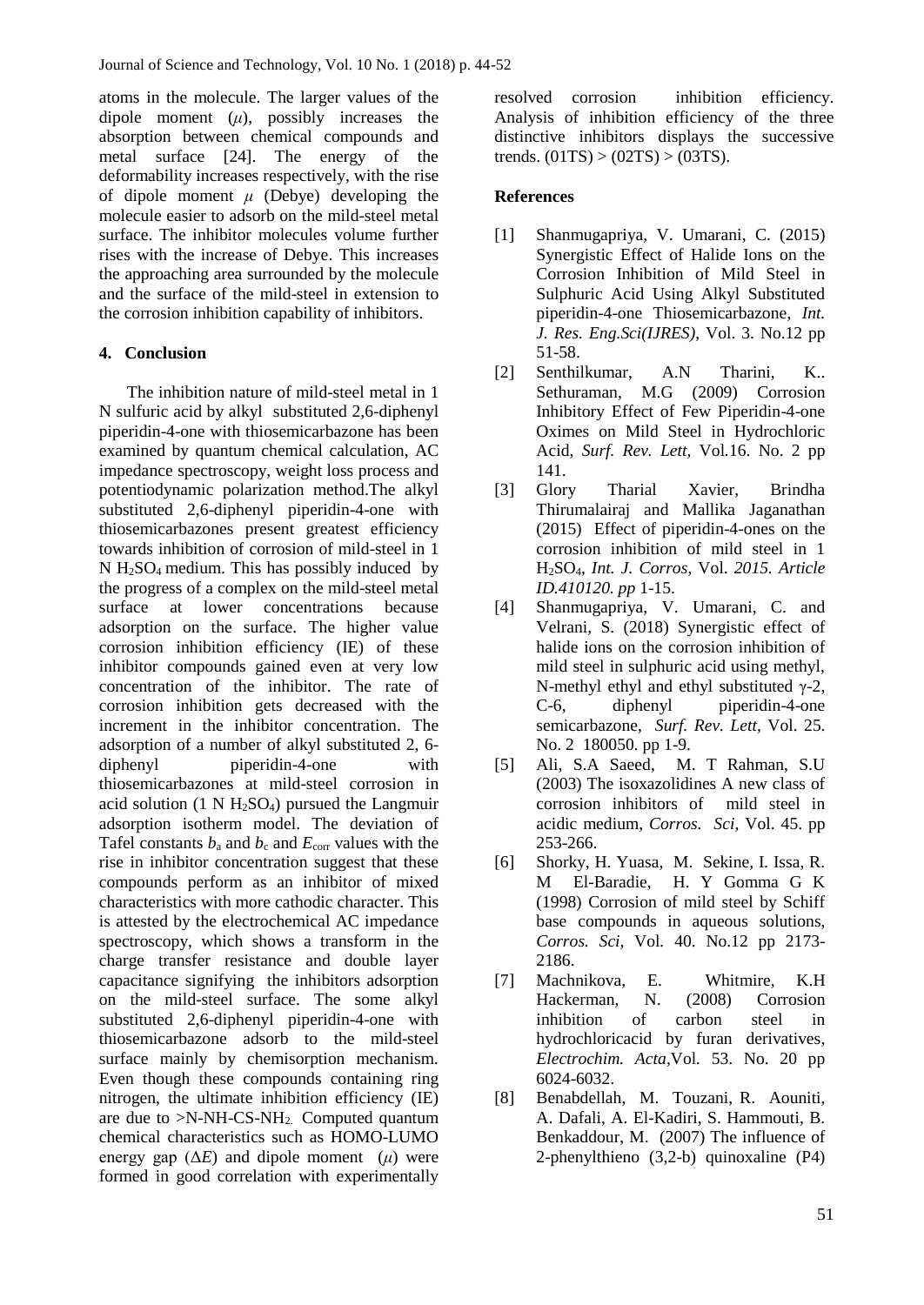atoms in the molecule. The larger values of the dipole moment ($\mu$), possibly increases the absorption between chemical compounds and metal surface [24]. The energy of the deformability increases respectively, with the rise of dipole moment $\mu$ (Debye) developing the molecule easier to adsorb on the mild-steel metal surface. The inhibitor molecules volume further rises with the increase of Debye. This increases the approaching area surrounded by the molecule and the surface of the mild-steel in extension to the corrosion inhibition capability of inhibitors.

## 4. Conclusion

The inhibition nature of mild-steel metal in 1 N sulfuric acid by alkyl substituted 2,6-diphenyl piperidin-4-one with thiosemicarbazone has been examined by quantum chemical calculation, AC impedance spectroscopy, weight loss process and potentiodynamic polarization method.The alkyl substituted 2,6-diphenyl piperidin-4-one with thiosemicarbazones present greatest efficiency towards inhibition of corrosion of mild-steel in 1 N $H_2SO_4$ medium. This has possibly induced by the progress of a complex on the mild-steel metal surface at lower concentrations because adsorption on the surface. The higher value corrosion inhibition efficiency (IE) of these inhibitor compounds gained even at very low concentration of the inhibitor. The rate of corrosion inhibition gets decreased with the increment in the inhibitor concentration. The adsorption of a number of alkyl substituted 2, 6-diphenyl piperidin-4-one with thiosemicarbazones at mild-steel corrosion in acid solution (1 N $H_2SO_4$) pursued the Langmuir adsorption isotherm model. The deviation of Tafel constants $b_a$ and $b_c$ and $E_{corr}$ values with the rise in inhibitor concentration suggest that these compounds perform as an inhibitor of mixed characteristics with more cathodic character. This is attested by the electrochemical AC impedance spectroscopy, which shows a transform in the charge transfer resistance and double layer capacitance signifying the inhibitors adsorption on the mild-steel surface. The some alkyl substituted 2,6-diphenyl piperidin-4-one with thiosemicarbazone adsorb to the mild-steel surface mainly by chemisorption mechanism. Even though these compounds containing ring nitrogen, the ultimate inhibition efficiency (IE) are due to >N-NH-CS-$NH_2$. Computed quantum chemical characteristics such as HOMO-LUMO energy gap ($\Delta E$) and dipole moment ($\mu$) were formed in good correlation with experimentally resolved corrosion inhibition efficiency. Analysis of inhibition efficiency of the three distinctive inhibitors displays the successive trends. (01TS) > (02TS) > (03TS).

## References

[1] Shanmugapriya, V. Umarani, C. (2015) Synergistic Effect of Halide Ions on the Corrosion Inhibition of Mild Steel in Sulphuric Acid Using Alkyl Substituted piperidin-4-one Thiosemicarbazone, *Int. J. Res. Eng.Sci(IJRES)*, Vol. 3. No.12 pp 51-58.

[2] Senthilkumar, A.N Tharini, K.. Sethuraman, M.G (2009) Corrosion Inhibitory Effect of Few Piperidin-4-one Oximes on Mild Steel in Hydrochloric Acid, *Surf. Rev. Lett,* Vol.16. No. 2 pp 141.

[3] Glory Tharial Xavier, Brindha Thirumalairaj and Mallika Jaganathan (2015) Effect of piperidin-4-ones on the corrosion inhibition of mild steel in 1 $H_2SO_4$, *Int. J. Corros,* Vol. *2015. Article ID.410120. pp* 1-15.

[4] Shanmugapriya, V. Umarani, C. and Velrani, S. (2018) Synergistic effect of halide ions on the corrosion inhibition of mild steel in sulphuric acid using methyl, N-methyl ethyl and ethyl substituted $\gamma$-2, C-6, diphenyl piperidin-4-one semicarbazone, *Surf. Rev. Lett*, Vol. 25. No. 2 180050. pp 1-9.

[5] Ali, S.A Saeed, M. T Rahman, S.U (2003) The isoxazolidines A new class of corrosion inhibitors of mild steel in acidic medium, *Corros. Sci,* Vol. 45. pp 253-266.

[6] Shorky, H. Yuasa, M. Sekine, I. Issa, R. M El-Baradie, H. Y Gomma G K (1998) Corrosion of mild steel by Schiff base compounds in aqueous solutions, *Corros. Sci,* Vol. 40. No.12 pp 2173-2186.

[7] Machnikova, E. Whitmire, K.H Hackerman, N. (2008) Corrosion inhibition of carbon steel in hydrochloricacid by furan derivatives, *Electrochim. Acta,*Vol. 53. No. 20 pp 6024-6032.

[8] Benabdellah, M. Touzani, R. Aouniti, A. Dafali, A. El-Kadiri, S. Hammouti, B. Benkaddour, M. (2007) The influence of 2-phenylthieno (3,2-b) quinoxaline (P4)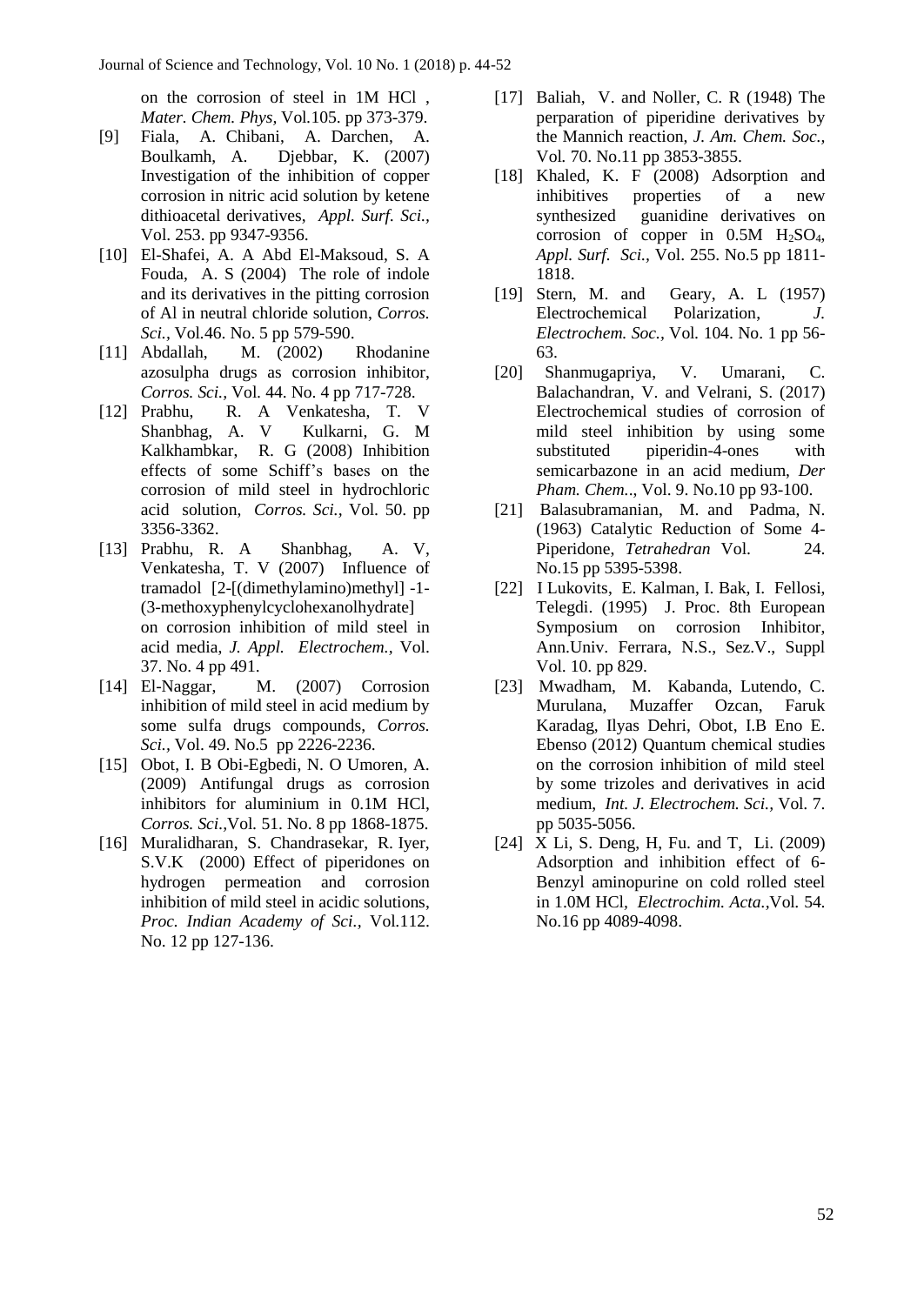on the corrosion of steel in 1M HCl , *Mater. Chem. Phys*, Vol.105. pp 373-379.

[9] Fiala, A. Chibani, A. Darchen, A. Boulkamh, A. Djebbar, K. (2007) Investigation of the inhibition of copper corrosion in nitric acid solution by ketene dithioacetal derivatives, *Appl. Surf. Sci.*, Vol. 253. pp 9347-9356.

[10] El-Shafei, A. A Abd El-Maksoud, S. A Fouda, A. S (2004) The role of indole and its derivatives in the pitting corrosion of Al in neutral chloride solution, *Corros. Sci.*, Vol.46. No. 5 pp 579-590.

[11] Abdallah, M. (2002) Rhodanine azosulpha drugs as corrosion inhibitor, *Corros. Sci.*, Vol. 44. No. 4 pp 717-728.

[12] Prabhu, R. A Venkatesha, T. V Shanbhag, A. V Kulkarni, G. M Kalkhambkar, R. G (2008) Inhibition effects of some Schiff's bases on the corrosion of mild steel in hydrochloric acid solution, *Corros. Sci.*, Vol. 50. pp 3356-3362.

[13] Prabhu, R. A Shanbhag, A. V, Venkatesha, T. V (2007) Influence of tramadol [2-[(dimethylamino)methyl] -1-(3-methoxyphenylcyclohexanolhydrate] on corrosion inhibition of mild steel in acid media, *J. Appl. Electrochem.*, Vol. 37. No. 4 pp 491.

[14] El-Naggar, M. (2007) Corrosion inhibition of mild steel in acid medium by some sulfa drugs compounds, *Corros. Sci.*, Vol. 49. No.5 pp 2226-2236.

[15] Obot, I. B Obi-Egbedi, N. O Umoren, A. (2009) Antifungal drugs as corrosion inhibitors for aluminium in 0.1M HCl, *Corros. Sci*.,Vol. 51. No. 8 pp 1868-1875.

[16] Muralidharan, S. Chandrasekar, R. Iyer, S.V.K (2000) Effect of piperidones on hydrogen permeation and corrosion inhibition of mild steel in acidic solutions, *Proc. Indian Academy of Sci.*, Vol.112. No. 12 pp 127-136.

[17] Baliah, V. and Noller, C. R (1948) The perparation of piperidine derivatives by the Mannich reaction, *J. Am. Chem. Soc.*, Vol. 70. No.11 pp 3853-3855.

[18] Khaled, K. F (2008) Adsorption and inhibitives properties of a new synthesized guanidine derivatives on corrosion of copper in 0.5M $H_2SO_4$, *Appl. Surf. Sci.*, Vol. 255. No.5 pp 1811-1818.

[19] Stern, M. and Geary, A. L (1957) Electrochemical Polarization, *J. Electrochem. Soc.*, Vol. 104. No. 1 pp 56-63.

[20] Shanmugapriya, V. Umarani, C. Balachandran, V. and Velrani, S. (2017) Electrochemical studies of corrosion of mild steel inhibition by using some substituted piperidin-4-ones with semicarbazone in an acid medium, *Der Pham. Chem.*., Vol. 9. No.10 pp 93-100.

[21] Balasubramanian, M. and Padma, N. (1963) Catalytic Reduction of Some 4-Piperidone, *Tetrahedran* Vol. 24. No.15 pp 5395-5398.

[22] I Lukovits, E. Kalman, I. Bak, I. Fellosi, Telegdi. (1995) J. Proc. 8th European Symposium on corrosion Inhibitor, Ann.Univ. Ferrara, N.S., Sez.V., Suppl Vol. 10. pp 829.

[23] Mwadham, M. Kabanda, Lutendo, C. Murulana, Muzaffer Ozcan, Faruk Karadag, Ilyas Dehri, Obot, I.B Eno E. Ebenso (2012) Quantum chemical studies on the corrosion inhibition of mild steel by some trizoles and derivatives in acid medium, *Int. J. Electrochem. Sci.*, Vol. 7. pp 5035-5056.

[24] X Li, S. Deng, H, Fu. and T, Li. (2009) Adsorption and inhibition effect of 6-Benzyl aminopurine on cold rolled steel in 1.0M HCl, *Electrochim. Acta.*,Vol. 54. No.16 pp 4089-4098.